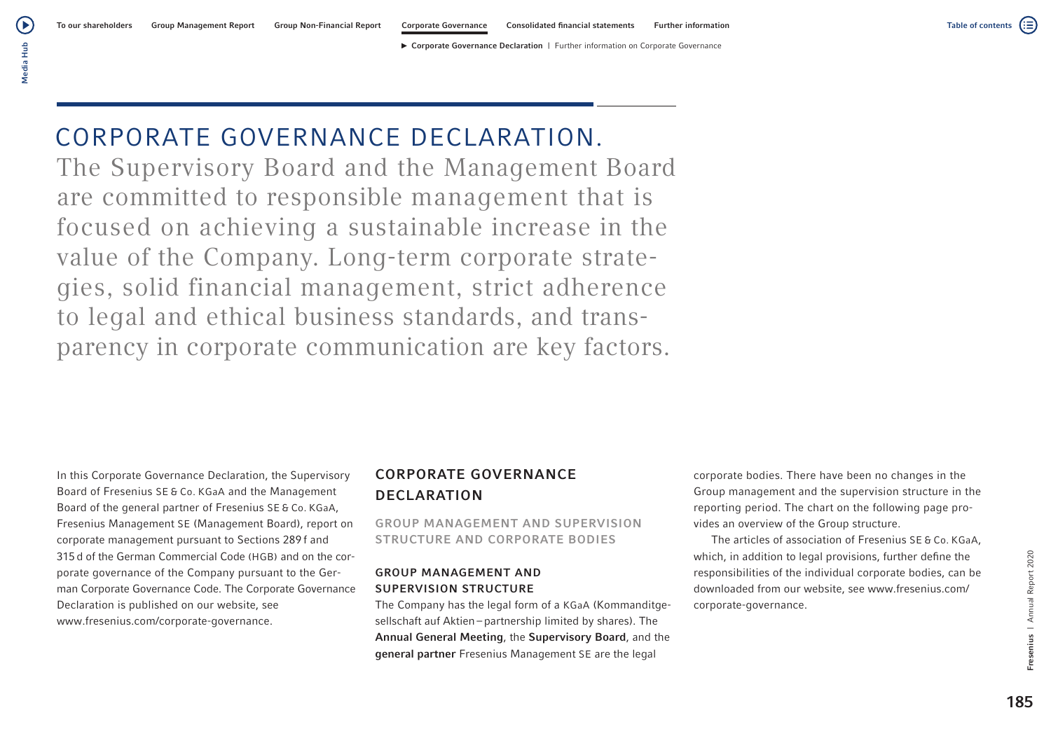# CORPORATE GOVERNANCE DECLARATION.

The Supervisory Board and the Management Board are committed to responsible management that is focused on achieving a sustainable increase in the value of the Company. Long-term corporate strategies, solid financial management, strict adherence to legal and ethical business standards, and transparency in corporate communication are key factors.

In this Corporate Governance Declaration, the Supervisory Board of Fresenius SE & Co. KGaA and the Management Board of the general partner of Fresenius SE & Co. KGaA, Fresenius Management SE (Management Board), report on corporate management pursuant to Sections 289 f and 315 d of the German Commercial Code (HGB) and on the corporate governance of the Company pursuant to the German Corporate Governance Code. The Corporate Governance Declaration is published on our website, see www.fresenius.com/corporate-governance.

## CORPORATE GOVERNANCE DECLARATION

### GROUP MANAGEMENT AND SUPERVISION STRUCTURE AND CORPORATE BODIES

#### GROUP MANAGEMENT AND SUPERVISION STRUCTURE

The Company has the legal form of a KGaA (Kommanditgesellschaft auf Aktien – partnership limited by shares). The **Annual General Meeting**, the **Supervisory Board**, and the **general partner** Fresenius Management SE are the legal corporate bodies. There have been no changes in the Group management and the supervision structure in the reporting period. The chart on the following page provides an overview of the Group structure.

The articles of association of Fresenius SE & Co. KGaA, which, in addition to legal provisions, further define the responsibilities of the individual corporate bodies, can be downloaded from our website, see www.fresenius.com/corporate-governance.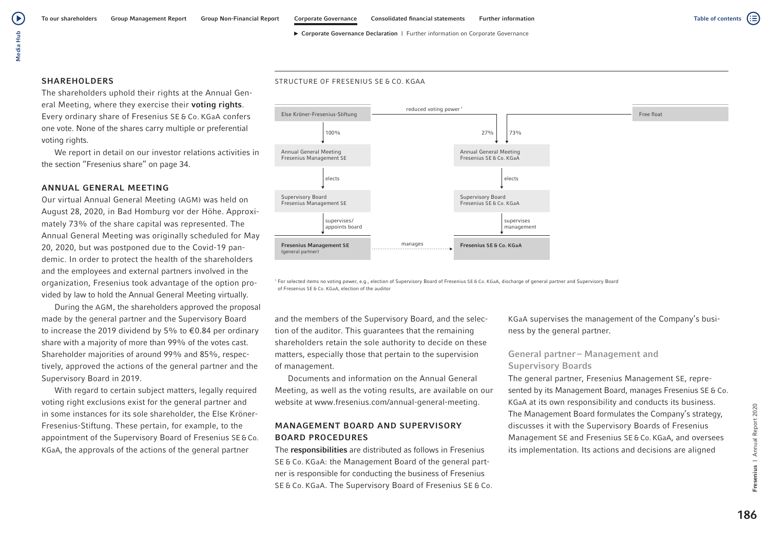## SHAREHOLDERS

The shareholders uphold their rights at the Annual General Meeting, where they exercise their **voting rights**. Every ordinary share of Fresenius SE & Co. KGaA confers one vote. None of the shares carry multiple or preferential voting rights.

We report in detail on our investor relations activities in the section "Fresenius share" on page 34.

## ANNUAL GENERAL MEETING

Our virtual Annual General Meeting (AGM) was held on August 28, 2020, in Bad Homburg vor der Höhe. Approximately 73% of the share capital was represented. The Annual General Meeting was originally scheduled for May 20, 2020, but was postponed due to the Covid-19 pandemic. In order to protect the health of the shareholders and the employees and external partners involved in the organization, Fresenius took advantage of the option provided by law to hold the Annual General Meeting virtually.

During the AGM, the shareholders approved the proposal made by the general partner and the Supervisory Board to increase the 2019 dividend by 5% to €0.84 per ordinary share with a majority of more than 99% of the votes cast. Shareholder majorities of around 99% and 85%, respectively, approved the actions of the general partner and the Supervisory Board in 2019.

With regard to certain subject matters, legally required voting right exclusions exist for the general partner and in some instances for its sole shareholder, the Else Kröner-Fresenius-Stiftung. These pertain, for example, to the appointment of the Supervisory Board of Fresenius SE & Co. KGaA, the approvals of the actions of the general partner and the members of the Supervisory Board, and the selection of the auditor. This guarantees that the remaining shareholders retain the sole authority to decide on these matters, especially those that pertain to the supervision of management.

Documents and information on the Annual General Meeting, as well as the voting results, are available on our website at www.fresenius.com/annual-general-meeting.

STRUCTURE OF FRESENIUS SE & CO. KGAA

- Else Kröner-Fresenius-Stiftung —100%→ Annual General Meeting Fresenius Management SE —elects→ Supervisory Board Fresenius Management SE —supervises/appoints board→ **Fresenius Management SE** (general partner)
- Else Kröner-Fresenius-Stiftung —reduced voting power[1], 27%→ Annual General Meeting Fresenius SE & Co. KGaA; Free float —73%→ Annual General Meeting Fresenius SE & Co. KGaA
- Annual General Meeting Fresenius SE & Co. KGaA —elects→ Supervisory Board Fresenius SE & Co. KGaA —supervises management→ **Fresenius SE & Co. KGaA**
- Fresenius Management SE —manages→ Fresenius SE & Co. KGaA

[1] For selected items no voting power, e.g., election of Supervisory Board of Fresenius SE & Co. KGaA, discharge of general partner and Supervisory Board of Fresenius SE & Co. KGaA, election of the auditor

## MANAGEMENT BOARD AND SUPERVISORY BOARD PROCEDURES

The **responsibilities** are distributed as follows in Fresenius SE & Co. KGaA: the Management Board of the general partner is responsible for conducting the business of Fresenius SE & Co. KGaA. The Supervisory Board of Fresenius SE & Co. KGaA supervises the management of the Company's business by the general partner.

### General partner – Management and Supervisory Boards

The general partner, Fresenius Management SE, represented by its Management Board, manages Fresenius SE & Co. KGaA at its own responsibility and conducts its business. The Management Board formulates the Company's strategy, discusses it with the Supervisory Boards of Fresenius Management SE and Fresenius SE & Co. KGaA, and oversees its implementation. Its actions and decisions are aligned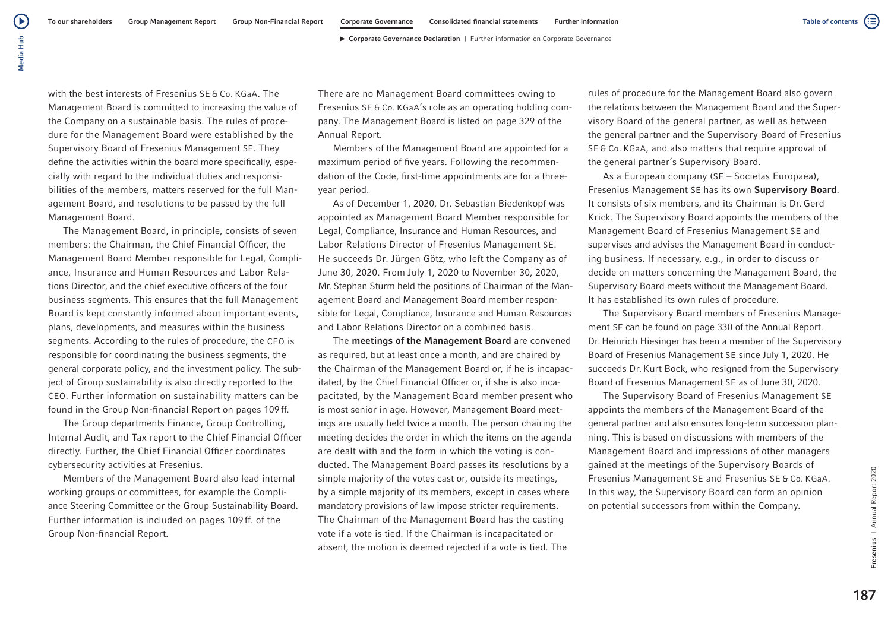with the best interests of Fresenius SE & Co. KGaA. The Management Board is committed to increasing the value of the Company on a sustainable basis. The rules of procedure for the Management Board were established by the Supervisory Board of Fresenius Management SE. They define the activities within the board more specifically, especially with regard to the individual duties and responsibilities of the members, matters reserved for the full Management Board, and resolutions to be passed by the full Management Board.

The Management Board, in principle, consists of seven members: the Chairman, the Chief Financial Officer, the Management Board Member responsible for Legal, Compliance, Insurance and Human Resources and Labor Relations Director, and the chief executive officers of the four business segments. This ensures that the full Management Board is kept constantly informed about important events, plans, developments, and measures within the business segments. According to the rules of procedure, the CEO is responsible for coordinating the business segments, the general corporate policy, and the investment policy. The subject of Group sustainability is also directly reported to the CEO. Further information on sustainability matters can be found in the Group Non-financial Report on pages 109 ff.

The Group departments Finance, Group Controlling, Internal Audit, and Tax report to the Chief Financial Officer directly. Further, the Chief Financial Officer coordinates cybersecurity activities at Fresenius.

Members of the Management Board also lead internal working groups or committees, for example the Compliance Steering Committee or the Group Sustainability Board. Further information is included on pages 109 ff. of the Group Non-financial Report.

There are no Management Board committees owing to Fresenius SE & Co. KGaA's role as an operating holding company. The Management Board is listed on page 329 of the Annual Report.

Members of the Management Board are appointed for a maximum period of five years. Following the recommendation of the Code, first-time appointments are for a three-year period.

As of December 1, 2020, Dr. Sebastian Biedenkopf was appointed as Management Board Member responsible for Legal, Compliance, Insurance and Human Resources, and Labor Relations Director of Fresenius Management SE. He succeeds Dr. Jürgen Götz, who left the Company as of June 30, 2020. From July 1, 2020 to November 30, 2020, Mr. Stephan Sturm held the positions of Chairman of the Management Board and Management Board member responsible for Legal, Compliance, Insurance and Human Resources and Labor Relations Director on a combined basis.

The **meetings of the Management Board** are convened as required, but at least once a month, and are chaired by the Chairman of the Management Board or, if he is incapacitated, by the Chief Financial Officer or, if she is also incapacitated, by the Management Board member present who is most senior in age. However, Management Board meetings are usually held twice a month. The person chairing the meeting decides the order in which the items on the agenda are dealt with and the form in which the voting is conducted. The Management Board passes its resolutions by a simple majority of the votes cast or, outside its meetings, by a simple majority of its members, except in cases where mandatory provisions of law impose stricter requirements. The Chairman of the Management Board has the casting vote if a vote is tied. If the Chairman is incapacitated or absent, the motion is deemed rejected if a vote is tied. The rules of procedure for the Management Board also govern the relations between the Management Board and the Supervisory Board of the general partner, as well as between the general partner and the Supervisory Board of Fresenius SE & Co. KGaA, and also matters that require approval of the general partner's Supervisory Board.

As a European company (SE – Societas Europaea), Fresenius Management SE has its own **Supervisory Board**. It consists of six members, and its Chairman is Dr. Gerd Krick. The Supervisory Board appoints the members of the Management Board of Fresenius Management SE and supervises and advises the Management Board in conducting business. If necessary, e.g., in order to discuss or decide on matters concerning the Management Board, the Supervisory Board meets without the Management Board. It has established its own rules of procedure.

The Supervisory Board members of Fresenius Management SE can be found on page 330 of the Annual Report. Dr. Heinrich Hiesinger has been a member of the Supervisory Board of Fresenius Management SE since July 1, 2020. He succeeds Dr. Kurt Bock, who resigned from the Supervisory Board of Fresenius Management SE as of June 30, 2020.

The Supervisory Board of Fresenius Management SE appoints the members of the Management Board of the general partner and also ensures long-term succession planning. This is based on discussions with members of the Management Board and impressions of other managers gained at the meetings of the Supervisory Boards of Fresenius Management SE and Fresenius SE & Co. KGaA. In this way, the Supervisory Board can form an opinion on potential successors from within the Company.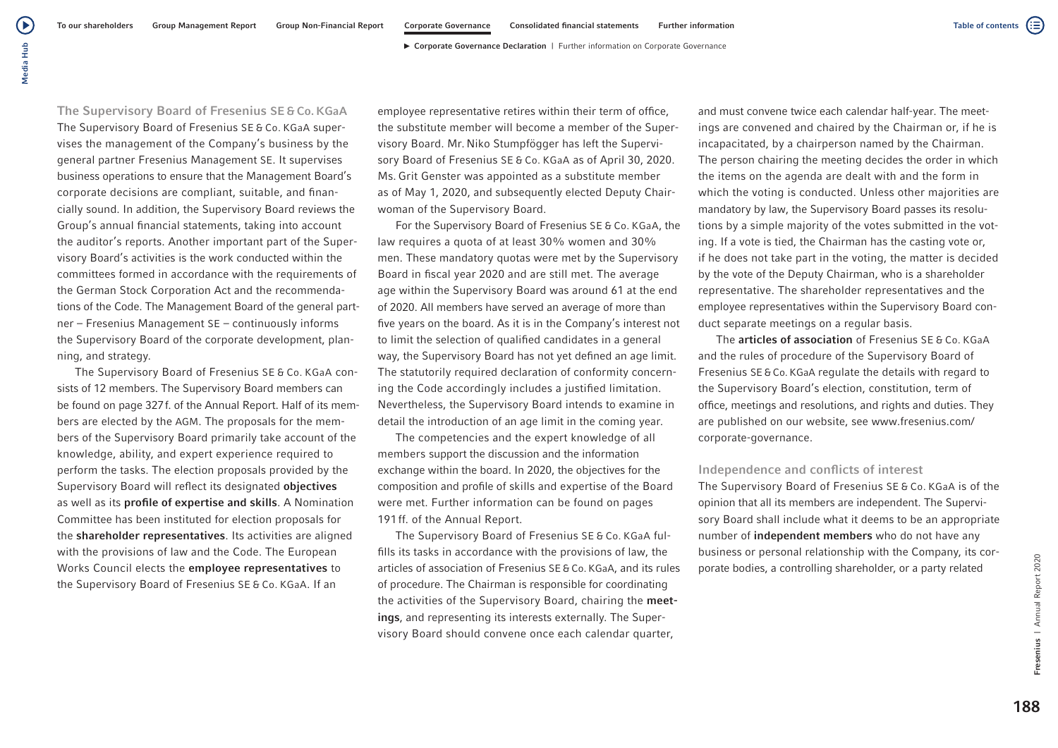## The Supervisory Board of Fresenius SE & Co. KGaA

The Supervisory Board of Fresenius SE & Co. KGaA supervises the management of the Company's business by the general partner Fresenius Management SE. It supervises business operations to ensure that the Management Board's corporate decisions are compliant, suitable, and financially sound. In addition, the Supervisory Board reviews the Group's annual financial statements, taking into account the auditor's reports. Another important part of the Supervisory Board's activities is the work conducted within the committees formed in accordance with the requirements of the German Stock Corporation Act and the recommendations of the Code. The Management Board of the general partner – Fresenius Management SE – continuously informs the Supervisory Board of the corporate development, planning, and strategy.

The Supervisory Board of Fresenius SE & Co. KGaA consists of 12 members. The Supervisory Board members can be found on page 327 f. of the Annual Report. Half of its members are elected by the AGM. The proposals for the members of the Supervisory Board primarily take account of the knowledge, ability, and expert experience required to perform the tasks. The election proposals provided by the Supervisory Board will reflect its designated **objectives** as well as its **profile of expertise and skills**. A Nomination Committee has been instituted for election proposals for the **shareholder representatives**. Its activities are aligned with the provisions of law and the Code. The European Works Council elects the **employee representatives** to the Supervisory Board of Fresenius SE & Co. KGaA. If an employee representative retires within their term of office, the substitute member will become a member of the Supervisory Board. Mr. Niko Stumpfögger has left the Supervisory Board of Fresenius SE & Co. KGaA as of April 30, 2020. Ms. Grit Genster was appointed as a substitute member as of May 1, 2020, and subsequently elected Deputy Chairwoman of the Supervisory Board.

For the Supervisory Board of Fresenius SE & Co. KGaA, the law requires a quota of at least 30% women and 30% men. These mandatory quotas were met by the Supervisory Board in fiscal year 2020 and are still met. The average age within the Supervisory Board was around 61 at the end of 2020. All members have served an average of more than five years on the board. As it is in the Company's interest not to limit the selection of qualified candidates in a general way, the Supervisory Board has not yet defined an age limit. The statutorily required declaration of conformity concerning the Code accordingly includes a justified limitation. Nevertheless, the Supervisory Board intends to examine in detail the introduction of an age limit in the coming year.

The competencies and the expert knowledge of all members support the discussion and the information exchange within the board. In 2020, the objectives for the composition and profile of skills and expertise of the Board were met. Further information can be found on pages 191 ff. of the Annual Report.

The Supervisory Board of Fresenius SE & Co. KGaA fulfills its tasks in accordance with the provisions of law, the articles of association of Fresenius SE & Co. KGaA, and its rules of procedure. The Chairman is responsible for coordinating the activities of the Supervisory Board, chairing the **meetings**, and representing its interests externally. The Supervisory Board should convene once each calendar quarter, and must convene twice each calendar half-year. The meetings are convened and chaired by the Chairman or, if he is incapacitated, by a chairperson named by the Chairman. The person chairing the meeting decides the order in which the items on the agenda are dealt with and the form in which the voting is conducted. Unless other majorities are mandatory by law, the Supervisory Board passes its resolutions by a simple majority of the votes submitted in the voting. If a vote is tied, the Chairman has the casting vote or, if he does not take part in the voting, the matter is decided by the vote of the Deputy Chairman, who is a shareholder representative. The shareholder representatives and the employee representatives within the Supervisory Board conduct separate meetings on a regular basis.

The **articles of association** of Fresenius SE & Co. KGaA and the rules of procedure of the Supervisory Board of Fresenius SE & Co. KGaA regulate the details with regard to the Supervisory Board's election, constitution, term of office, meetings and resolutions, and rights and duties. They are published on our website, see www.fresenius.com/corporate-governance.

### Independence and conflicts of interest

The Supervisory Board of Fresenius SE & Co. KGaA is of the opinion that all its members are independent. The Supervisory Board shall include what it deems to be an appropriate number of **independent members** who do not have any business or personal relationship with the Company, its corporate bodies, a controlling shareholder, or a party related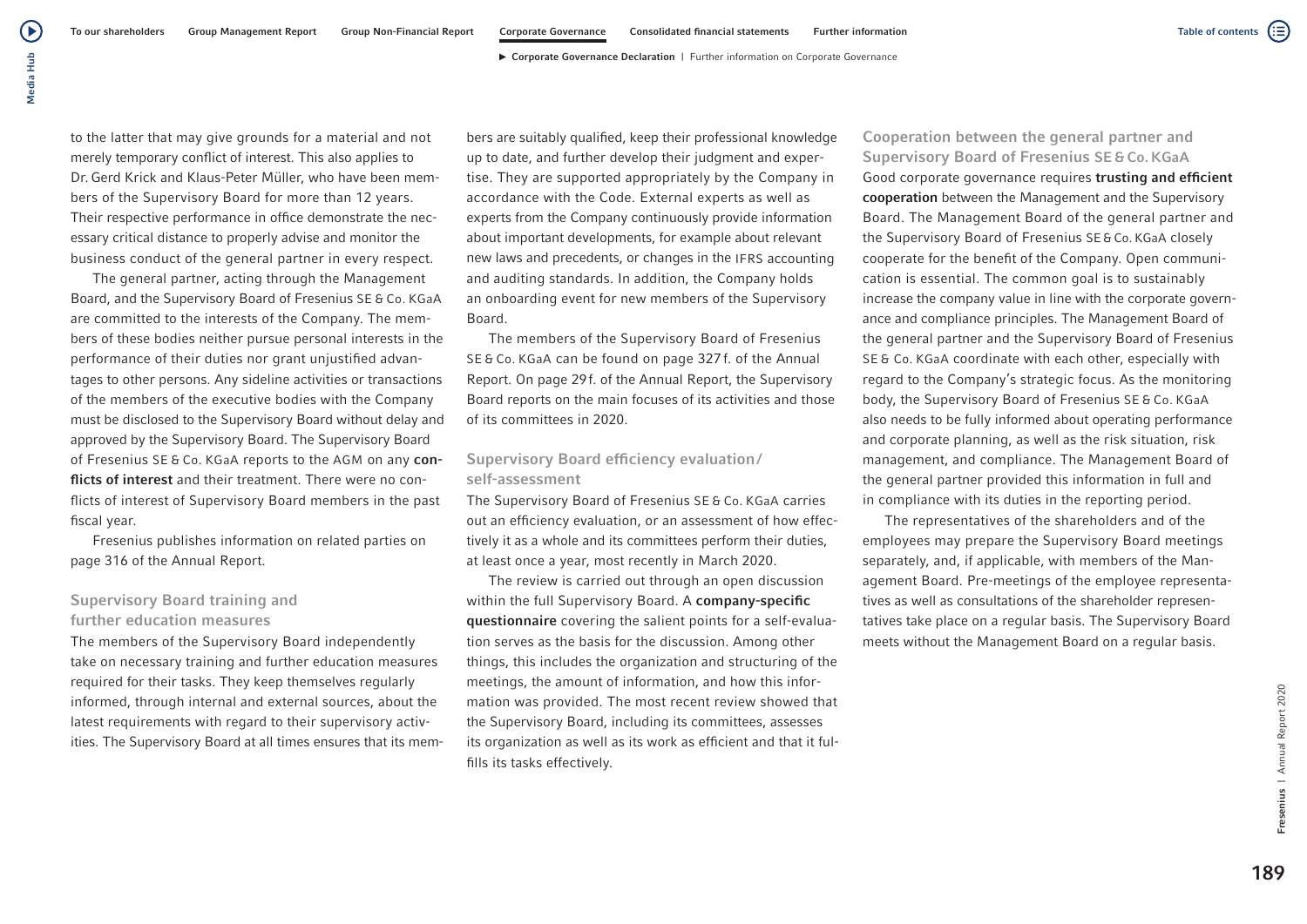to the latter that may give grounds for a material and not merely temporary conflict of interest. This also applies to Dr. Gerd Krick and Klaus-Peter Müller, who have been members of the Supervisory Board for more than 12 years. Their respective performance in office demonstrate the necessary critical distance to properly advise and monitor the business conduct of the general partner in every respect.

The general partner, acting through the Management Board, and the Supervisory Board of Fresenius SE & Co. KGaA are committed to the interests of the Company. The members of these bodies neither pursue personal interests in the performance of their duties nor grant unjustified advantages to other persons. Any sideline activities or transactions of the members of the executive bodies with the Company must be disclosed to the Supervisory Board without delay and approved by the Supervisory Board. The Supervisory Board of Fresenius SE & Co. KGaA reports to the AGM on any **conflicts of interest** and their treatment. There were no conflicts of interest of Supervisory Board members in the past fiscal year.

Fresenius publishes information on related parties on page 316 of the Annual Report.

## Supervisory Board training and further education measures

The members of the Supervisory Board independently take on necessary training and further education measures required for their tasks. They keep themselves regularly informed, through internal and external sources, about the latest requirements with regard to their supervisory activities. The Supervisory Board at all times ensures that its members are suitably qualified, keep their professional knowledge up to date, and further develop their judgment and expertise. They are supported appropriately by the Company in accordance with the Code. External experts as well as experts from the Company continuously provide information about important developments, for example about relevant new laws and precedents, or changes in the IFRS accounting and auditing standards. In addition, the Company holds an onboarding event for new members of the Supervisory Board.

The members of the Supervisory Board of Fresenius SE & Co. KGaA can be found on page 327 f. of the Annual Report. On page 29 f. of the Annual Report, the Supervisory Board reports on the main focuses of its activities and those of its committees in 2020.

## Supervisory Board efficiency evaluation/self-assessment

The Supervisory Board of Fresenius SE & Co. KGaA carries out an efficiency evaluation, or an assessment of how effectively it as a whole and its committees perform their duties, at least once a year, most recently in March 2020.

The review is carried out through an open discussion within the full Supervisory Board. A **company-specific questionnaire** covering the salient points for a self-evaluation serves as the basis for the discussion. Among other things, this includes the organization and structuring of the meetings, the amount of information, and how this information was provided. The most recent review showed that the Supervisory Board, including its committees, assesses its organization as well as its work as efficient and that it fulfills its tasks effectively.

## Cooperation between the general partner and Supervisory Board of Fresenius SE & Co. KGaA

Good corporate governance requires **trusting and efficient cooperation** between the Management and the Supervisory Board. The Management Board of the general partner and the Supervisory Board of Fresenius SE & Co. KGaA closely cooperate for the benefit of the Company. Open communication is essential. The common goal is to sustainably increase the company value in line with the corporate governance and compliance principles. The Management Board of the general partner and the Supervisory Board of Fresenius SE & Co. KGaA coordinate with each other, especially with regard to the Company's strategic focus. As the monitoring body, the Supervisory Board of Fresenius SE & Co. KGaA also needs to be fully informed about operating performance and corporate planning, as well as the risk situation, risk management, and compliance. The Management Board of the general partner provided this information in full and in compliance with its duties in the reporting period.

The representatives of the shareholders and of the employees may prepare the Supervisory Board meetings separately, and, if applicable, with members of the Management Board. Pre-meetings of the employee representatives as well as consultations of the shareholder representatives take place on a regular basis. The Supervisory Board meets without the Management Board on a regular basis.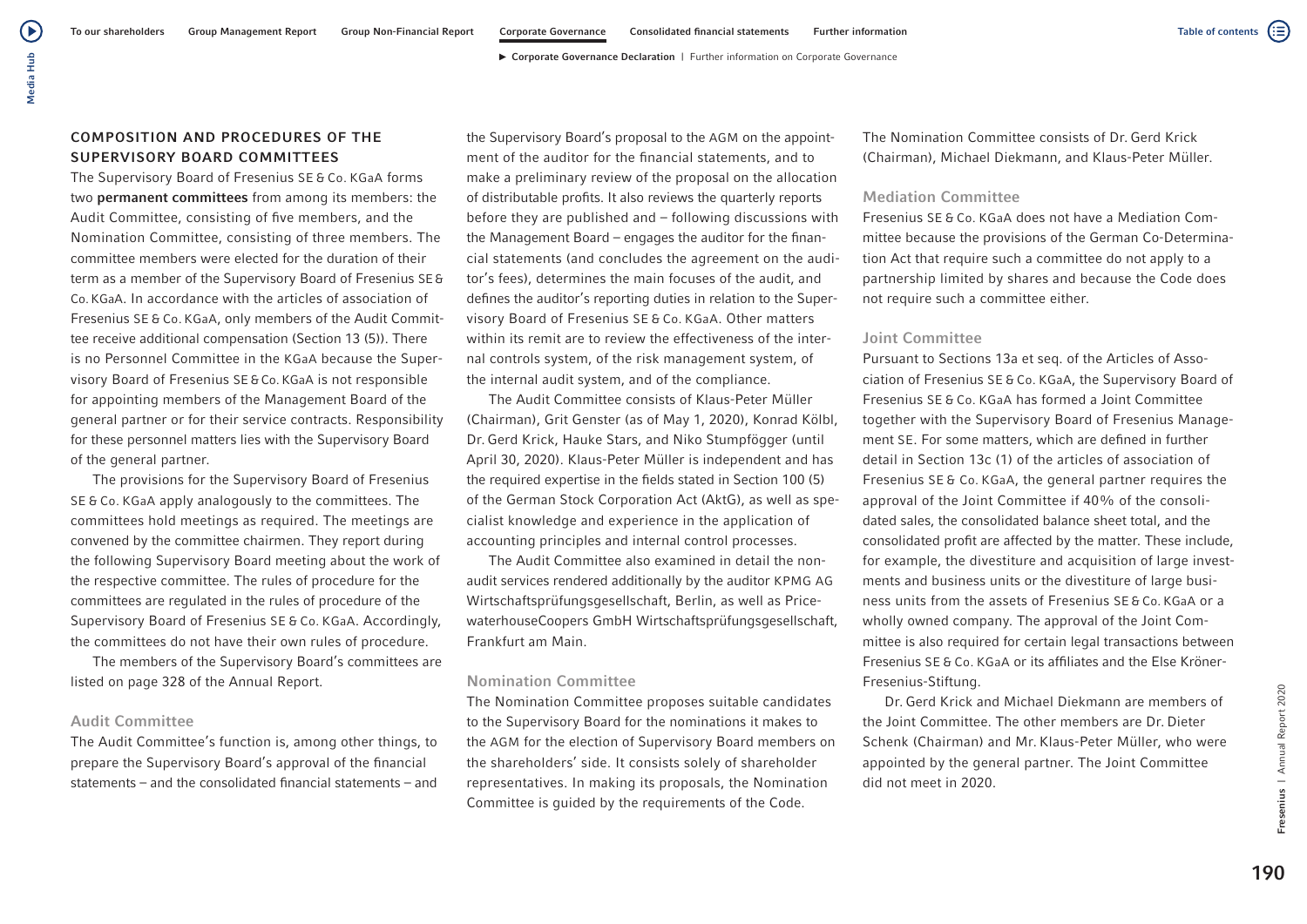## COMPOSITION AND PROCEDURES OF THE SUPERVISORY BOARD COMMITTEES

The Supervisory Board of Fresenius SE & Co. KGaA forms two **permanent committees** from among its members: the Audit Committee, consisting of five members, and the Nomination Committee, consisting of three members. The committee members were elected for the duration of their term as a member of the Supervisory Board of Fresenius SE & Co. KGaA. In accordance with the articles of association of Fresenius SE & Co. KGaA, only members of the Audit Committee receive additional compensation (Section 13 (5)). There is no Personnel Committee in the KGaA because the Supervisory Board of Fresenius SE & Co. KGaA is not responsible for appointing members of the Management Board of the general partner or for their service contracts. Responsibility for these personnel matters lies with the Supervisory Board of the general partner.

The provisions for the Supervisory Board of Fresenius SE & Co. KGaA apply analogously to the committees. The committees hold meetings as required. The meetings are convened by the committee chairmen. They report during the following Supervisory Board meeting about the work of the respective committee. The rules of procedure for the committees are regulated in the rules of procedure of the Supervisory Board of Fresenius SE & Co. KGaA. Accordingly, the committees do not have their own rules of procedure.

The members of the Supervisory Board's committees are listed on page 328 of the Annual Report.

### Audit Committee

The Audit Committee's function is, among other things, to prepare the Supervisory Board's approval of the financial statements – and the consolidated financial statements – and the Supervisory Board's proposal to the AGM on the appointment of the auditor for the financial statements, and to make a preliminary review of the proposal on the allocation of distributable profits. It also reviews the quarterly reports before they are published and – following discussions with the Management Board – engages the auditor for the financial statements (and concludes the agreement on the auditor's fees), determines the main focuses of the audit, and defines the auditor's reporting duties in relation to the Supervisory Board of Fresenius SE & Co. KGaA. Other matters within its remit are to review the effectiveness of the internal controls system, of the risk management system, of the internal audit system, and of the compliance.

The Audit Committee consists of Klaus-Peter Müller (Chairman), Grit Genster (as of May 1, 2020), Konrad Kölbl, Dr. Gerd Krick, Hauke Stars, and Niko Stumpfögger (until April 30, 2020). Klaus-Peter Müller is independent and has the required expertise in the fields stated in Section 100 (5) of the German Stock Corporation Act (AktG), as well as specialist knowledge and experience in the application of accounting principles and internal control processes.

The Audit Committee also examined in detail the non-audit services rendered additionally by the auditor KPMG AG Wirtschaftsprüfungsgesellschaft, Berlin, as well as PricewaterhouseCoopers GmbH Wirtschaftsprüfungsgesellschaft, Frankfurt am Main.

### Nomination Committee

The Nomination Committee proposes suitable candidates to the Supervisory Board for the nominations it makes to the AGM for the election of Supervisory Board members on the shareholders' side. It consists solely of shareholder representatives. In making its proposals, the Nomination Committee is guided by the requirements of the Code.

The Nomination Committee consists of Dr. Gerd Krick (Chairman), Michael Diekmann, and Klaus-Peter Müller.

### Mediation Committee

Fresenius SE & Co. KGaA does not have a Mediation Committee because the provisions of the German Co-Determination Act that require such a committee do not apply to a partnership limited by shares and because the Code does not require such a committee either.

### Joint Committee

Pursuant to Sections 13a et seq. of the Articles of Association of Fresenius SE & Co. KGaA, the Supervisory Board of Fresenius SE & Co. KGaA has formed a Joint Committee together with the Supervisory Board of Fresenius Management SE. For some matters, which are defined in further detail in Section 13c (1) of the articles of association of Fresenius SE & Co. KGaA, the general partner requires the approval of the Joint Committee if 40% of the consolidated sales, the consolidated balance sheet total, and the consolidated profit are affected by the matter. These include, for example, the divestiture and acquisition of large investments and business units or the divestiture of large business units from the assets of Fresenius SE & Co. KGaA or a wholly owned company. The approval of the Joint Committee is also required for certain legal transactions between Fresenius SE & Co. KGaA or its affiliates and the Else Kröner-Fresenius-Stiftung.

Dr. Gerd Krick and Michael Diekmann are members of the Joint Committee. The other members are Dr. Dieter Schenk (Chairman) and Mr. Klaus-Peter Müller, who were appointed by the general partner. The Joint Committee did not meet in 2020.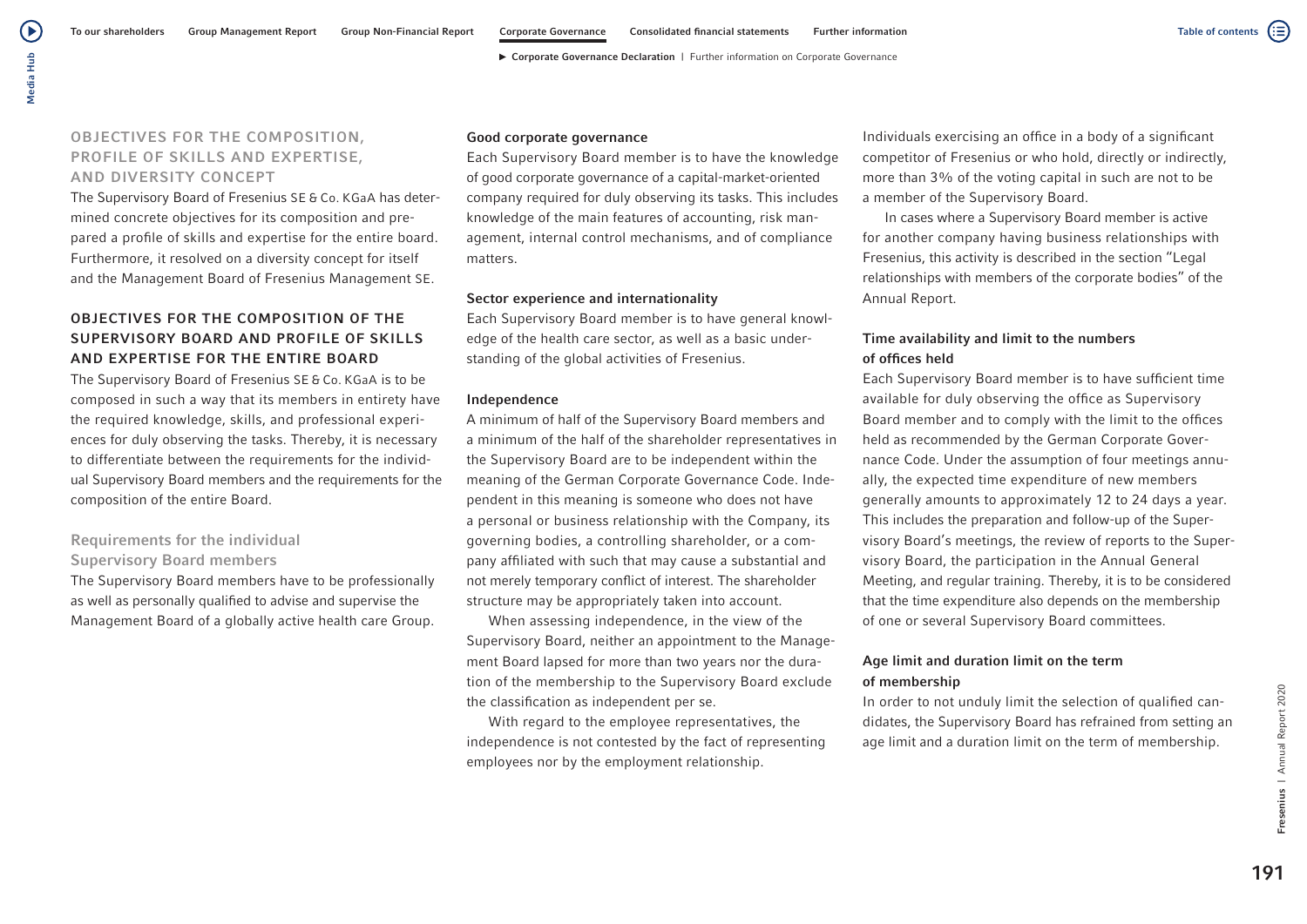## OBJECTIVES FOR THE COMPOSITION, PROFILE OF SKILLS AND EXPERTISE, AND DIVERSITY CONCEPT

The Supervisory Board of Fresenius SE & Co. KGaA has determined concrete objectives for its composition and prepared a profile of skills and expertise for the entire board. Furthermore, it resolved on a diversity concept for itself and the Management Board of Fresenius Management SE.

### OBJECTIVES FOR THE COMPOSITION OF THE SUPERVISORY BOARD AND PROFILE OF SKILLS AND EXPERTISE FOR THE ENTIRE BOARD

The Supervisory Board of Fresenius SE & Co. KGaA is to be composed in such a way that its members in entirety have the required knowledge, skills, and professional experiences for duly observing the tasks. Thereby, it is necessary to differentiate between the requirements for the individual Supervisory Board members and the requirements for the composition of the entire Board.

#### Requirements for the individual Supervisory Board members

The Supervisory Board members have to be professionally as well as personally qualified to advise and supervise the Management Board of a globally active health care Group.

**Good corporate governance**

Each Supervisory Board member is to have the knowledge of good corporate governance of a capital-market-oriented company required for duly observing its tasks. This includes knowledge of the main features of accounting, risk management, internal control mechanisms, and of compliance matters.

**Sector experience and internationality**

Each Supervisory Board member is to have general knowledge of the health care sector, as well as a basic understanding of the global activities of Fresenius.

**Independence**

A minimum of half of the Supervisory Board members and a minimum of the half of the shareholder representatives in the Supervisory Board are to be independent within the meaning of the German Corporate Governance Code. Independent in this meaning is someone who does not have a personal or business relationship with the Company, its governing bodies, a controlling shareholder, or a company affiliated with such that may cause a substantial and not merely temporary conflict of interest. The shareholder structure may be appropriately taken into account.

When assessing independence, in the view of the Supervisory Board, neither an appointment to the Management Board lapsed for more than two years nor the duration of the membership to the Supervisory Board exclude the classification as independent per se.

With regard to the employee representatives, the independence is not contested by the fact of representing employees nor by the employment relationship.

Individuals exercising an office in a body of a significant competitor of Fresenius or who hold, directly or indirectly, more than 3% of the voting capital in such are not to be a member of the Supervisory Board.

In cases where a Supervisory Board member is active for another company having business relationships with Fresenius, this activity is described in the section "Legal relationships with members of the corporate bodies" of the Annual Report.

**Time availability and limit to the numbers of offices held**

Each Supervisory Board member is to have sufficient time available for duly observing the office as Supervisory Board member and to comply with the limit to the offices held as recommended by the German Corporate Governance Code. Under the assumption of four meetings annually, the expected time expenditure of new members generally amounts to approximately 12 to 24 days a year. This includes the preparation and follow-up of the Supervisory Board's meetings, the review of reports to the Supervisory Board, the participation in the Annual General Meeting, and regular training. Thereby, it is to be considered that the time expenditure also depends on the membership of one or several Supervisory Board committees.

**Age limit and duration limit on the term of membership**

In order to not unduly limit the selection of qualified candidates, the Supervisory Board has refrained from setting an age limit and a duration limit on the term of membership.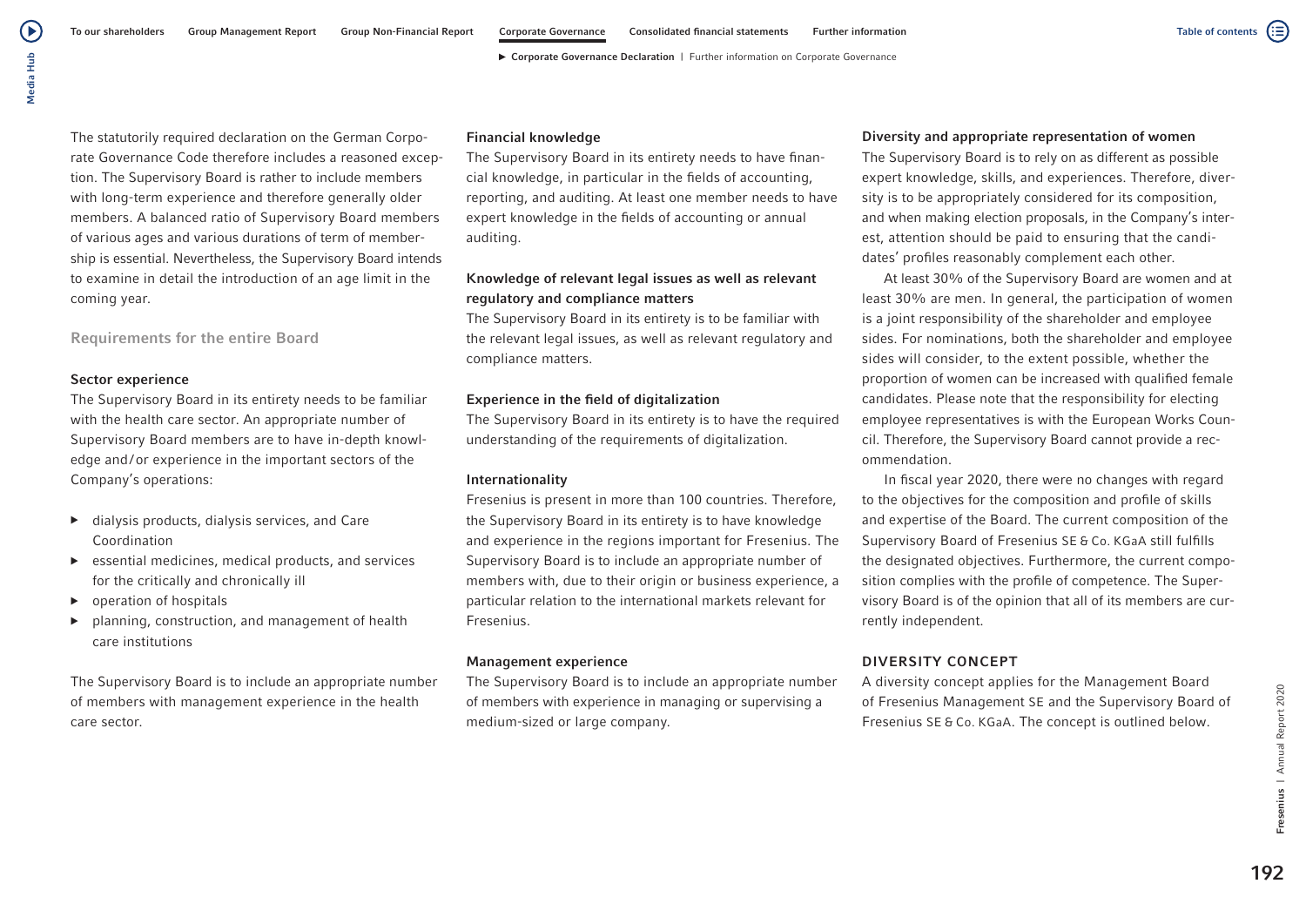The statutorily required declaration on the German Corporate Governance Code therefore includes a reasoned exception. The Supervisory Board is rather to include members with long-term experience and therefore generally older members. A balanced ratio of Supervisory Board members of various ages and various durations of term of membership is essential. Nevertheless, the Supervisory Board intends to examine in detail the introduction of an age limit in the coming year.

### Requirements for the entire Board

#### Sector experience

The Supervisory Board in its entirety needs to be familiar with the health care sector. An appropriate number of Supervisory Board members are to have in-depth knowledge and/or experience in the important sectors of the Company's operations:

- dialysis products, dialysis services, and Care Coordination
- essential medicines, medical products, and services for the critically and chronically ill
- operation of hospitals
- planning, construction, and management of health care institutions

The Supervisory Board is to include an appropriate number of members with management experience in the health care sector.

#### Financial knowledge

The Supervisory Board in its entirety needs to have financial knowledge, in particular in the fields of accounting, reporting, and auditing. At least one member needs to have expert knowledge in the fields of accounting or annual auditing.

#### Knowledge of relevant legal issues as well as relevant regulatory and compliance matters

The Supervisory Board in its entirety is to be familiar with the relevant legal issues, as well as relevant regulatory and compliance matters.

#### Experience in the field of digitalization

The Supervisory Board in its entirety is to have the required understanding of the requirements of digitalization.

#### Internationality

Fresenius is present in more than 100 countries. Therefore, the Supervisory Board in its entirety is to have knowledge and experience in the regions important for Fresenius. The Supervisory Board is to include an appropriate number of members with, due to their origin or business experience, a particular relation to the international markets relevant for Fresenius.

#### Management experience

The Supervisory Board is to include an appropriate number of members with experience in managing or supervising a medium-sized or large company.

#### Diversity and appropriate representation of women

The Supervisory Board is to rely on as different as possible expert knowledge, skills, and experiences. Therefore, diversity is to be appropriately considered for its composition, and when making election proposals, in the Company's interest, attention should be paid to ensuring that the candidates' profiles reasonably complement each other.

At least 30% of the Supervisory Board are women and at least 30% are men. In general, the participation of women is a joint responsibility of the shareholder and employee sides. For nominations, both the shareholder and employee sides will consider, to the extent possible, whether the proportion of women can be increased with qualified female candidates. Please note that the responsibility for electing employee representatives is with the European Works Council. Therefore, the Supervisory Board cannot provide a recommendation.

In fiscal year 2020, there were no changes with regard to the objectives for the composition and profile of skills and expertise of the Board. The current composition of the Supervisory Board of Fresenius SE & Co. KGaA still fulfills the designated objectives. Furthermore, the current composition complies with the profile of competence. The Supervisory Board is of the opinion that all of its members are currently independent.

## DIVERSITY CONCEPT

A diversity concept applies for the Management Board of Fresenius Management SE and the Supervisory Board of Fresenius SE & Co. KGaA. The concept is outlined below.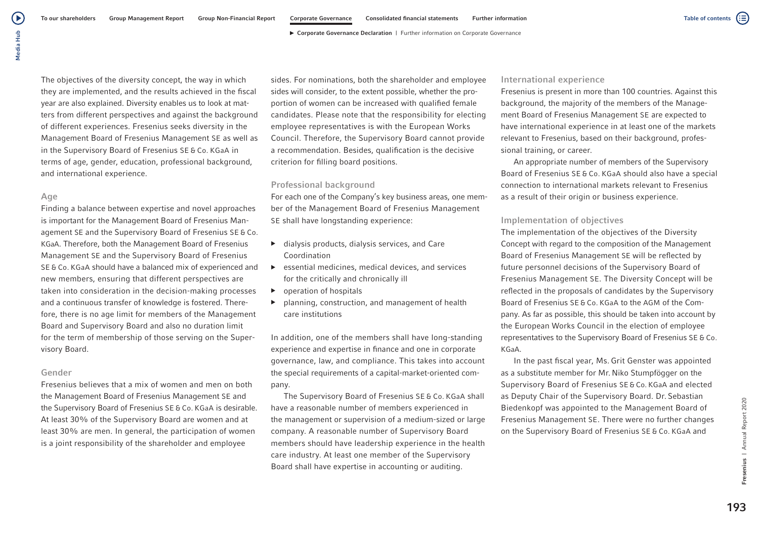The objectives of the diversity concept, the way in which they are implemented, and the results achieved in the fiscal year are also explained. Diversity enables us to look at matters from different perspectives and against the background of different experiences. Fresenius seeks diversity in the Management Board of Fresenius Management SE as well as in the Supervisory Board of Fresenius SE & Co. KGaA in terms of age, gender, education, professional background, and international experience.

### Age

Finding a balance between expertise and novel approaches is important for the Management Board of Fresenius Management SE and the Supervisory Board of Fresenius SE & Co. KGaA. Therefore, both the Management Board of Fresenius Management SE and the Supervisory Board of Fresenius SE & Co. KGaA should have a balanced mix of experienced and new members, ensuring that different perspectives are taken into consideration in the decision-making processes and a continuous transfer of knowledge is fostered. Therefore, there is no age limit for members of the Management Board and Supervisory Board and also no duration limit for the term of membership of those serving on the Supervisory Board.

### Gender

Fresenius believes that a mix of women and men on both the Management Board of Fresenius Management SE and the Supervisory Board of Fresenius SE & Co. KGaA is desirable. At least 30% of the Supervisory Board are women and at least 30% are men. In general, the participation of women is a joint responsibility of the shareholder and employee sides. For nominations, both the shareholder and employee sides will consider, to the extent possible, whether the proportion of women can be increased with qualified female candidates. Please note that the responsibility for electing employee representatives is with the European Works Council. Therefore, the Supervisory Board cannot provide a recommendation. Besides, qualification is the decisive criterion for filling board positions.

### Professional background

For each one of the Company's key business areas, one member of the Management Board of Fresenius Management SE shall have longstanding experience:

- dialysis products, dialysis services, and Care Coordination
- essential medicines, medical devices, and services for the critically and chronically ill
- operation of hospitals
- planning, construction, and management of health care institutions

In addition, one of the members shall have long-standing experience and expertise in finance and one in corporate governance, law, and compliance. This takes into account the special requirements of a capital-market-oriented company.

The Supervisory Board of Fresenius SE & Co. KGaA shall have a reasonable number of members experienced in the management or supervision of a medium-sized or large company. A reasonable number of Supervisory Board members should have leadership experience in the health care industry. At least one member of the Supervisory Board shall have expertise in accounting or auditing.

### International experience

Fresenius is present in more than 100 countries. Against this background, the majority of the members of the Management Board of Fresenius Management SE are expected to have international experience in at least one of the markets relevant to Fresenius, based on their background, professional training, or career.

An appropriate number of members of the Supervisory Board of Fresenius SE & Co. KGaA should also have a special connection to international markets relevant to Fresenius as a result of their origin or business experience.

### Implementation of objectives

The implementation of the objectives of the Diversity Concept with regard to the composition of the Management Board of Fresenius Management SE will be reflected by future personnel decisions of the Supervisory Board of Fresenius Management SE. The Diversity Concept will be reflected in the proposals of candidates by the Supervisory Board of Fresenius SE & Co. KGaA to the AGM of the Company. As far as possible, this should be taken into account by the European Works Council in the election of employee representatives to the Supervisory Board of Fresenius SE & Co. KGaA.

In the past fiscal year, Ms. Grit Genster was appointed as a substitute member for Mr. Niko Stumpfögger on the Supervisory Board of Fresenius SE & Co. KGaA and elected as Deputy Chair of the Supervisory Board. Dr. Sebastian Biedenkopf was appointed to the Management Board of Fresenius Management SE. There were no further changes on the Supervisory Board of Fresenius SE & Co. KGaA and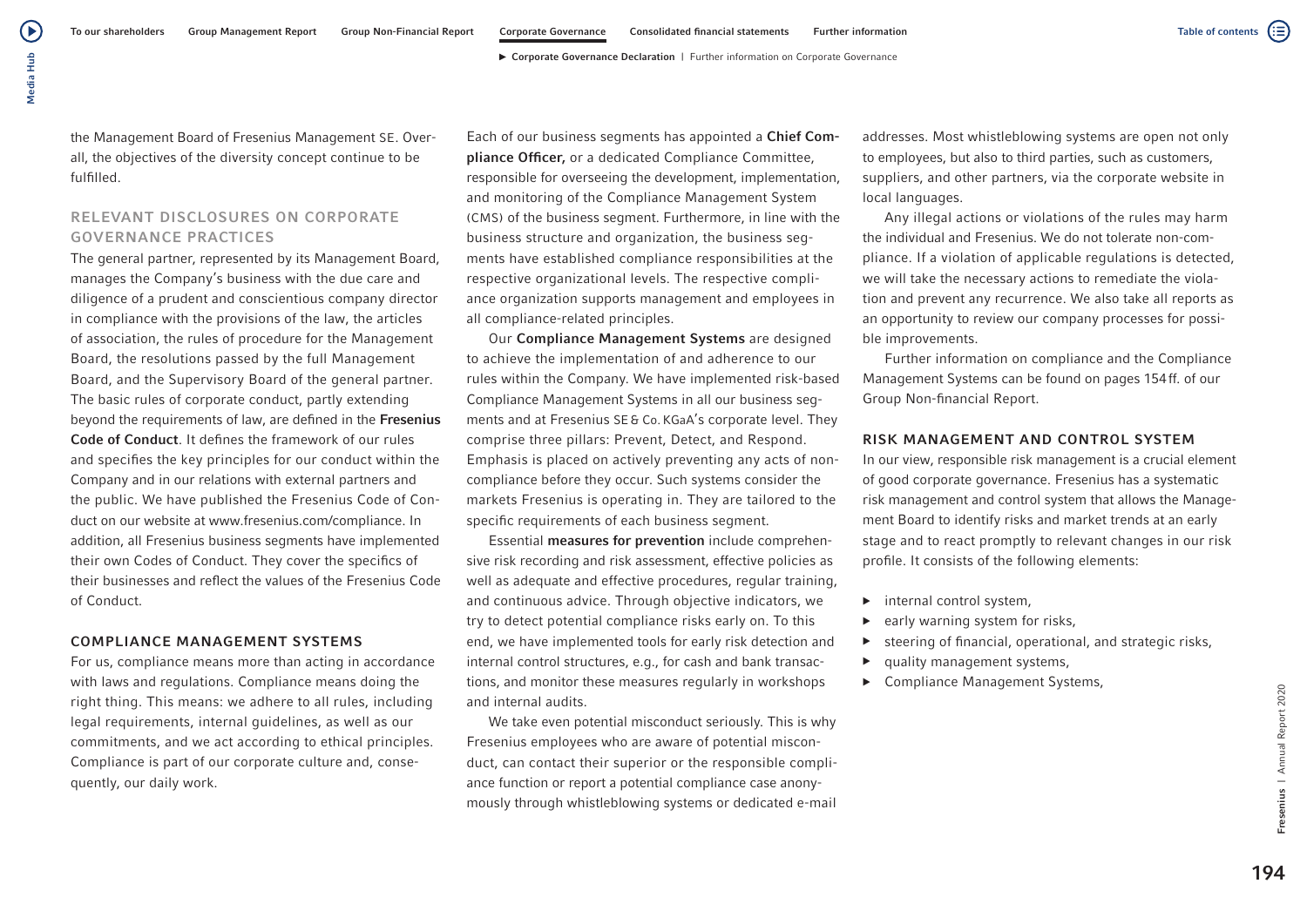the Management Board of Fresenius Management SE. Overall, the objectives of the diversity concept continue to be fulfilled.

## RELEVANT DISCLOSURES ON CORPORATE GOVERNANCE PRACTICES

The general partner, represented by its Management Board, manages the Company's business with the due care and diligence of a prudent and conscientious company director in compliance with the provisions of the law, the articles of association, the rules of procedure for the Management Board, the resolutions passed by the full Management Board, and the Supervisory Board of the general partner. The basic rules of corporate conduct, partly extending beyond the requirements of law, are defined in the **Fresenius Code of Conduct**. It defines the framework of our rules and specifies the key principles for our conduct within the Company and in our relations with external partners and the public. We have published the Fresenius Code of Conduct on our website at www.fresenius.com/compliance. In addition, all Fresenius business segments have implemented their own Codes of Conduct. They cover the specifics of their businesses and reflect the values of the Fresenius Code of Conduct.

## COMPLIANCE MANAGEMENT SYSTEMS

For us, compliance means more than acting in accordance with laws and regulations. Compliance means doing the right thing. This means: we adhere to all rules, including legal requirements, internal guidelines, as well as our commitments, and we act according to ethical principles. Compliance is part of our corporate culture and, consequently, our daily work.

Each of our business segments has appointed a **Chief Compliance Officer,** or a dedicated Compliance Committee, responsible for overseeing the development, implementation, and monitoring of the Compliance Management System (CMS) of the business segment. Furthermore, in line with the business structure and organization, the business segments have established compliance responsibilities at the respective organizational levels. The respective compliance organization supports management and employees in all compliance-related principles.

Our **Compliance Management Systems** are designed to achieve the implementation of and adherence to our rules within the Company. We have implemented risk-based Compliance Management Systems in all our business segments and at Fresenius SE & Co. KGaA's corporate level. They comprise three pillars: Prevent, Detect, and Respond. Emphasis is placed on actively preventing any acts of noncompliance before they occur. Such systems consider the markets Fresenius is operating in. They are tailored to the specific requirements of each business segment.

Essential **measures for prevention** include comprehensive risk recording and risk assessment, effective policies as well as adequate and effective procedures, regular training, and continuous advice. Through objective indicators, we try to detect potential compliance risks early on. To this end, we have implemented tools for early risk detection and internal control structures, e.g., for cash and bank transactions, and monitor these measures regularly in workshops and internal audits.

We take even potential misconduct seriously. This is why Fresenius employees who are aware of potential misconduct, can contact their superior or the responsible compliance function or report a potential compliance case anonymously through whistleblowing systems or dedicated e-mail addresses. Most whistleblowing systems are open not only to employees, but also to third parties, such as customers, suppliers, and other partners, via the corporate website in local languages.

Any illegal actions or violations of the rules may harm the individual and Fresenius. We do not tolerate non-compliance. If a violation of applicable regulations is detected, we will take the necessary actions to remediate the violation and prevent any recurrence. We also take all reports as an opportunity to review our company processes for possible improvements.

Further information on compliance and the Compliance Management Systems can be found on pages 154 ff. of our Group Non-financial Report.

## RISK MANAGEMENT AND CONTROL SYSTEM

In our view, responsible risk management is a crucial element of good corporate governance. Fresenius has a systematic risk management and control system that allows the Management Board to identify risks and market trends at an early stage and to react promptly to relevant changes in our risk profile. It consists of the following elements:

- internal control system,
- early warning system for risks,
- steering of financial, operational, and strategic risks,
- quality management systems,
- Compliance Management Systems,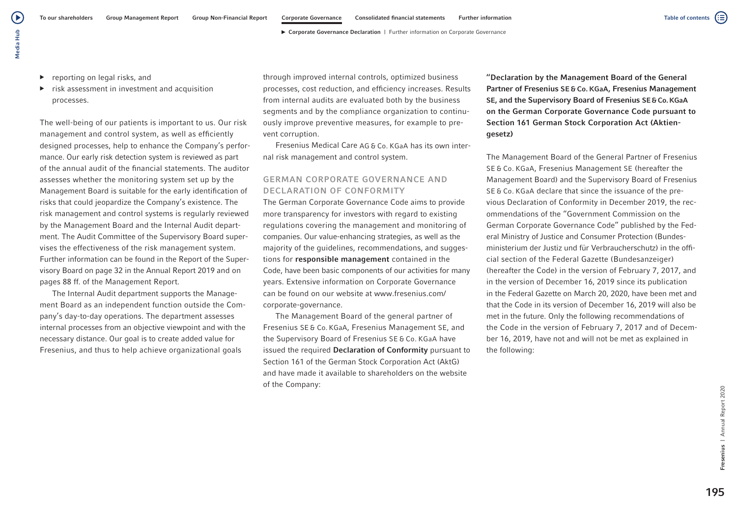- reporting on legal risks, and
- risk assessment in investment and acquisition processes.

The well-being of our patients is important to us. Our risk management and control system, as well as efficiently designed processes, help to enhance the Company's performance. Our early risk detection system is reviewed as part of the annual audit of the financial statements. The auditor assesses whether the monitoring system set up by the Management Board is suitable for the early identification of risks that could jeopardize the Company's existence. The risk management and control systems is regularly reviewed by the Management Board and the Internal Audit department. The Audit Committee of the Supervisory Board supervises the effectiveness of the risk management system. Further information can be found in the Report of the Supervisory Board on page 32 in the Annual Report 2019 and on pages 88 ff. of the Management Report.

The Internal Audit department supports the Management Board as an independent function outside the Company's day-to-day operations. The department assesses internal processes from an objective viewpoint and with the necessary distance. Our goal is to create added value for Fresenius, and thus to help achieve organizational goals through improved internal controls, optimized business processes, cost reduction, and efficiency increases. Results from internal audits are evaluated both by the business segments and by the compliance organization to continuously improve preventive measures, for example to prevent corruption.

Fresenius Medical Care AG & Co. KGaA has its own internal risk management and control system.

## GERMAN CORPORATE GOVERNANCE AND DECLARATION OF CONFORMITY

The German Corporate Governance Code aims to provide more transparency for investors with regard to existing regulations covering the management and monitoring of companies. Our value-enhancing strategies, as well as the majority of the guidelines, recommendations, and suggestions for **responsible management** contained in the Code, have been basic components of our activities for many years. Extensive information on Corporate Governance can be found on our website at www.fresenius.com/corporate-governance.

The Management Board of the general partner of Fresenius SE & Co. KGaA, Fresenius Management SE, and the Supervisory Board of Fresenius SE & Co. KGaA have issued the required **Declaration of Conformity** pursuant to Section 161 of the German Stock Corporation Act (AktG) and have made it available to shareholders on the website of the Company:

**"Declaration by the Management Board of the General Partner of Fresenius SE & Co. KGaA, Fresenius Management SE, and the Supervisory Board of Fresenius SE & Co. KGaA on the German Corporate Governance Code pursuant to Section 161 German Stock Corporation Act (Aktiengesetz)**

The Management Board of the General Partner of Fresenius SE & Co. KGaA, Fresenius Management SE (hereafter the Management Board) and the Supervisory Board of Fresenius SE & Co. KGaA declare that since the issuance of the previous Declaration of Conformity in December 2019, the recommendations of the "Government Commission on the German Corporate Governance Code" published by the Federal Ministry of Justice and Consumer Protection (Bundesministerium der Justiz und für Verbraucherschutz) in the official section of the Federal Gazette (Bundesanzeiger) (hereafter the Code) in the version of February 7, 2017, and in the version of December 16, 2019 since its publication in the Federal Gazette on March 20, 2020, have been met and that the Code in its version of December 16, 2019 will also be met in the future. Only the following recommendations of the Code in the version of February 7, 2017 and of December 16, 2019, have not and will not be met as explained in the following: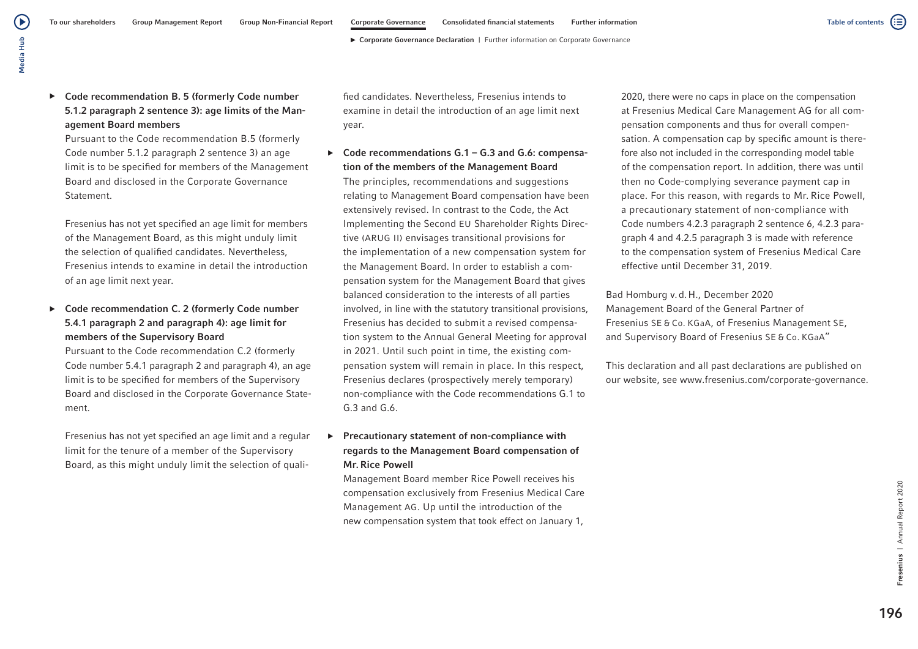- **Code recommendation B. 5 (formerly Code number 5.1.2 paragraph 2 sentence 3): age limits of the Management Board members**
  Pursuant to the Code recommendation B.5 (formerly Code number 5.1.2 paragraph 2 sentence 3) an age limit is to be specified for members of the Management Board and disclosed in the Corporate Governance Statement.

  Fresenius has not yet specified an age limit for members of the Management Board, as this might unduly limit the selection of qualified candidates. Nevertheless, Fresenius intends to examine in detail the introduction of an age limit next year.

- **Code recommendation C. 2 (formerly Code number 5.4.1 paragraph 2 and paragraph 4): age limit for members of the Supervisory Board**
  Pursuant to the Code recommendation C.2 (formerly Code number 5.4.1 paragraph 2 and paragraph 4), an age limit is to be specified for members of the Supervisory Board and disclosed in the Corporate Governance Statement.

  Fresenius has not yet specified an age limit and a regular limit for the tenure of a member of the Supervisory Board, as this might unduly limit the selection of qualified candidates. Nevertheless, Fresenius intends to examine in detail the introduction of an age limit next year.

- **Code recommendations G.1 – G.3 and G.6: compensation of the members of the Management Board**
  The principles, recommendations and suggestions relating to Management Board compensation have been extensively revised. In contrast to the Code, the Act Implementing the Second EU Shareholder Rights Directive (ARUG II) envisages transitional provisions for the implementation of a new compensation system for the Management Board. In order to establish a compensation system for the Management Board that gives balanced consideration to the interests of all parties involved, in line with the statutory transitional provisions, Fresenius has decided to submit a revised compensation system to the Annual General Meeting for approval in 2021. Until such point in time, the existing compensation system will remain in place. In this respect, Fresenius declares (prospectively merely temporary) non-compliance with the Code recommendations G.1 to G.3 and G.6.

- **Precautionary statement of non-compliance with regards to the Management Board compensation of Mr. Rice Powell**
  Management Board member Rice Powell receives his compensation exclusively from Fresenius Medical Care Management AG. Up until the introduction of the new compensation system that took effect on January 1, 2020, there were no caps in place on the compensation at Fresenius Medical Care Management AG for all compensation components and thus for overall compensation. A compensation cap by specific amount is therefore also not included in the corresponding model table of the compensation report. In addition, there was until then no Code-complying severance payment cap in place. For this reason, with regards to Mr. Rice Powell, a precautionary statement of non-compliance with Code numbers 4.2.3 paragraph 2 sentence 6, 4.2.3 paragraph 4 and 4.2.5 paragraph 3 is made with reference to the compensation system of Fresenius Medical Care effective until December 31, 2019.

Bad Homburg v. d. H., December 2020
Management Board of the General Partner of Fresenius SE & Co. KGaA, of Fresenius Management SE, and Supervisory Board of Fresenius SE & Co. KGaA"

This declaration and all past declarations are published on our website, see www.fresenius.com/corporate-governance.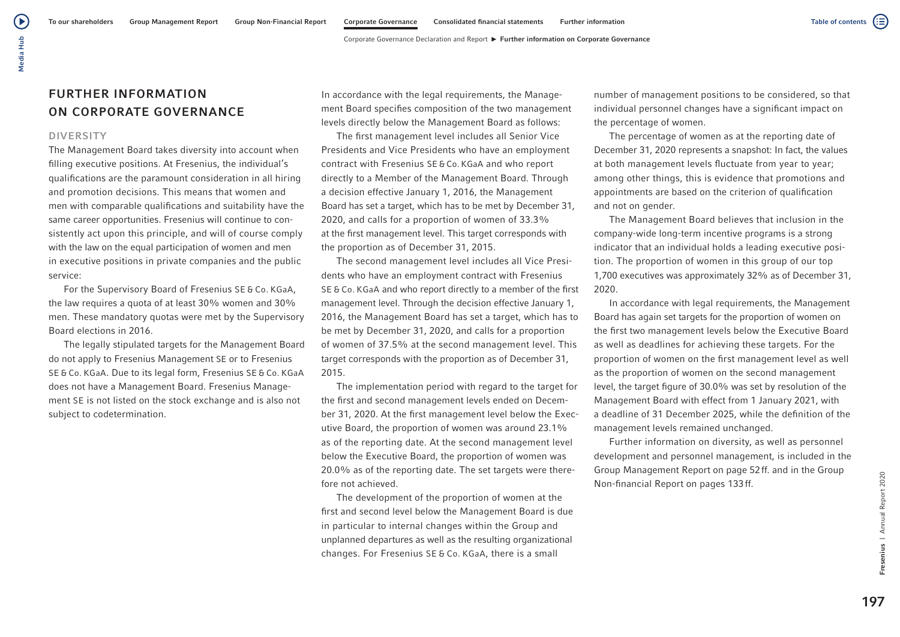# FURTHER INFORMATION ON CORPORATE GOVERNANCE

## DIVERSITY

The Management Board takes diversity into account when filling executive positions. At Fresenius, the individual's qualifications are the paramount consideration in all hiring and promotion decisions. This means that women and men with comparable qualifications and suitability have the same career opportunities. Fresenius will continue to consistently act upon this principle, and will of course comply with the law on the equal participation of women and men in executive positions in private companies and the public service:

For the Supervisory Board of Fresenius SE & Co. KGaA, the law requires a quota of at least 30% women and 30% men. These mandatory quotas were met by the Supervisory Board elections in 2016.

The legally stipulated targets for the Management Board do not apply to Fresenius Management SE or to Fresenius SE & Co. KGaA. Due to its legal form, Fresenius SE & Co. KGaA does not have a Management Board. Fresenius Management SE is not listed on the stock exchange and is also not subject to codetermination.

In accordance with the legal requirements, the Management Board specifies composition of the two management levels directly below the Management Board as follows:

The first management level includes all Senior Vice Presidents and Vice Presidents who have an employment contract with Fresenius SE & Co. KGaA and who report directly to a Member of the Management Board. Through a decision effective January 1, 2016, the Management Board has set a target, which has to be met by December 31, 2020, and calls for a proportion of women of 33.3% at the first management level. This target corresponds with the proportion as of December 31, 2015.

The second management level includes all Vice Presidents who have an employment contract with Fresenius SE & Co. KGaA and who report directly to a member of the first management level. Through the decision effective January 1, 2016, the Management Board has set a target, which has to be met by December 31, 2020, and calls for a proportion of women of 37.5% at the second management level. This target corresponds with the proportion as of December 31, 2015.

The implementation period with regard to the target for the first and second management levels ended on December 31, 2020. At the first management level below the Executive Board, the proportion of women was around 23.1% as of the reporting date. At the second management level below the Executive Board, the proportion of women was 20.0% as of the reporting date. The set targets were therefore not achieved.

The development of the proportion of women at the first and second level below the Management Board is due in particular to internal changes within the Group and unplanned departures as well as the resulting organizational changes. For Fresenius SE & Co. KGaA, there is a small number of management positions to be considered, so that individual personnel changes have a significant impact on the percentage of women.

The percentage of women as at the reporting date of December 31, 2020 represents a snapshot: In fact, the values at both management levels fluctuate from year to year; among other things, this is evidence that promotions and appointments are based on the criterion of qualification and not on gender.

The Management Board believes that inclusion in the company-wide long-term incentive programs is a strong indicator that an individual holds a leading executive position. The proportion of women in this group of our top 1,700 executives was approximately 32% as of December 31, 2020.

In accordance with legal requirements, the Management Board has again set targets for the proportion of women on the first two management levels below the Executive Board as well as deadlines for achieving these targets. For the proportion of women on the first management level as well as the proportion of women on the second management level, the target figure of 30.0% was set by resolution of the Management Board with effect from 1 January 2021, with a deadline of 31 December 2025, while the definition of the management levels remained unchanged.

Further information on diversity, as well as personnel development and personnel management, is included in the Group Management Report on page 52 ff. and in the Group Non-financial Report on pages 133 ff.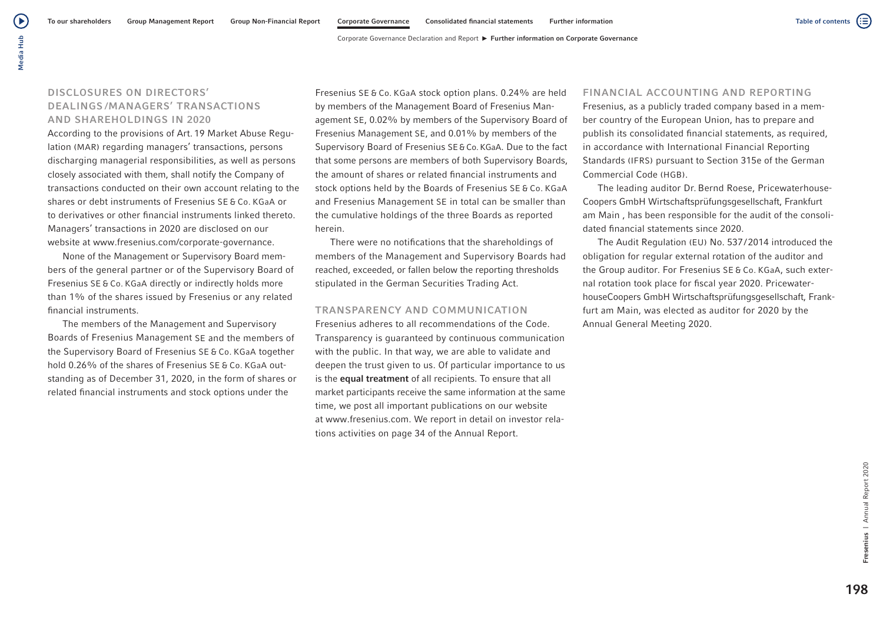## DISCLOSURES ON DIRECTORS' DEALINGS/MANAGERS' TRANSACTIONS AND SHAREHOLDINGS IN 2020

According to the provisions of Art. 19 Market Abuse Regulation (MAR) regarding managers' transactions, persons discharging managerial responsibilities, as well as persons closely associated with them, shall notify the Company of transactions conducted on their own account relating to the shares or debt instruments of Fresenius SE & Co. KGaA or to derivatives or other financial instruments linked thereto. Managers' transactions in 2020 are disclosed on our website at www.fresenius.com/corporate-governance.

None of the Management or Supervisory Board members of the general partner or of the Supervisory Board of Fresenius SE & Co. KGaA directly or indirectly holds more than 1% of the shares issued by Fresenius or any related financial instruments.

The members of the Management and Supervisory Boards of Fresenius Management SE and the members of the Supervisory Board of Fresenius SE & Co. KGaA together hold 0.26% of the shares of Fresenius SE & Co. KGaA outstanding as of December 31, 2020, in the form of shares or related financial instruments and stock options under the Fresenius SE & Co. KGaA stock option plans. 0.24% are held by members of the Management Board of Fresenius Management SE, 0.02% by members of the Supervisory Board of Fresenius Management SE, and 0.01% by members of the Supervisory Board of Fresenius SE & Co. KGaA. Due to the fact that some persons are members of both Supervisory Boards, the amount of shares or related financial instruments and stock options held by the Boards of Fresenius SE & Co. KGaA and Fresenius Management SE in total can be smaller than the cumulative holdings of the three Boards as reported herein.

There were no notifications that the shareholdings of members of the Management and Supervisory Boards had reached, exceeded, or fallen below the reporting thresholds stipulated in the German Securities Trading Act.

## TRANSPARENCY AND COMMUNICATION

Fresenius adheres to all recommendations of the Code. Transparency is guaranteed by continuous communication with the public. In that way, we are able to validate and deepen the trust given to us. Of particular importance to us is the **equal treatment** of all recipients. To ensure that all market participants receive the same information at the same time, we post all important publications on our website at www.fresenius.com. We report in detail on investor relations activities on page 34 of the Annual Report.

## FINANCIAL ACCOUNTING AND REPORTING

Fresenius, as a publicly traded company based in a member country of the European Union, has to prepare and publish its consolidated financial statements, as required, in accordance with International Financial Reporting Standards (IFRS) pursuant to Section 315e of the German Commercial Code (HGB).

The leading auditor Dr. Bernd Roese, PricewaterhouseCoopers GmbH Wirtschaftsprüfungsgesellschaft, Frankfurt am Main , has been responsible for the audit of the consolidated financial statements since 2020.

The Audit Regulation (EU) No. 537/2014 introduced the obligation for regular external rotation of the auditor and the Group auditor. For Fresenius SE & Co. KGaA, such external rotation took place for fiscal year 2020. PricewaterhouseCoopers GmbH Wirtschaftsprüfungsgesellschaft, Frankfurt am Main, was elected as auditor for 2020 by the Annual General Meeting 2020.